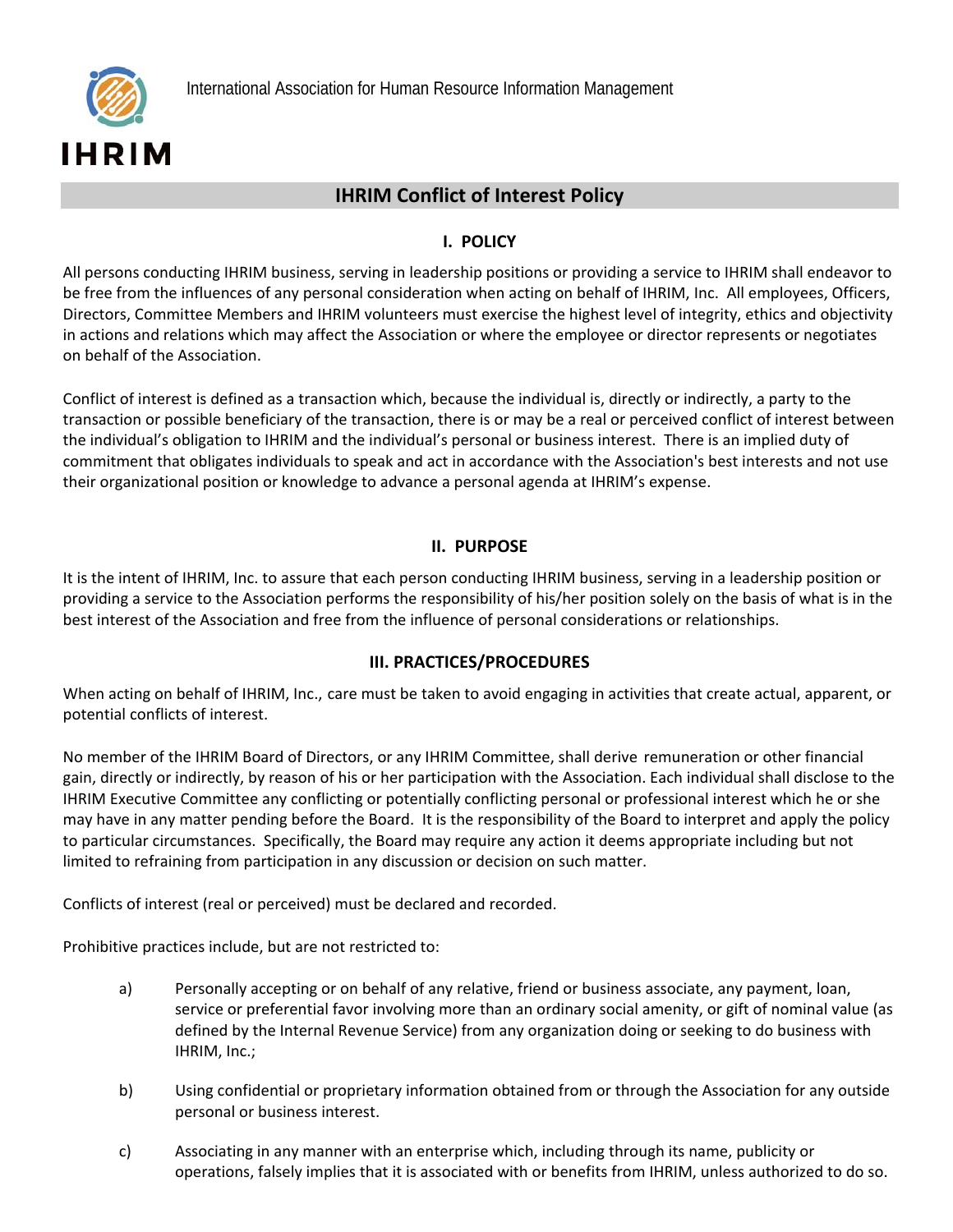International Association for Human Resource Information Management

# IHRIM Conflict of Interest Policy

## I. POLICY

All persons conducting IHRIM business, serving in leadership positions or providing a service to IHRIM shall endeavor to be free from the influences of any personal consideration when acting on behalf of IHRIM, Inc. All employees, Officers, Directors, Committee Members and IHRIM volunteers must exercise the highest level of integrity, ethics and objectivity in actions and relations which may affect the Association or where the employee or director represents or negotiates on behalf of the Association.

Conflict of interest is defined as a transaction which, because the individual is, directly or indirectly, a party to the transaction or possible beneficiary of the transaction, there is or may be a real or perceived conflict of interest between the individual's obligation to IHRIM and the individual's personal or business interest. There is an implied duty of commitment that obligates individuals to speak and act in accordance with the Association's best interests and not use their organizational position or knowledge to advance a personal agenda at IHRIM's expense.

## II. PURPOSE

It is the intent of IHRIM, Inc. to assure that each person conducting IHRIM business, serving in a leadership position or providing a service to the Association performs the responsibility of his/her position solely on the basis of what is in the best interest of the Association and free from the influence of personal considerations or relationships.

## III. PRACTICES/PROCEDURES

When acting on behalf of IHRIM, Inc., care must be taken to avoid engaging in activities that create actual, apparent, or potential conflicts of interest.

No member of the IHRIM Board of Directors, or any IHRIM Committee, shall derive remuneration or other financial gain, directly or indirectly, by reason of his or her participation with the Association. Each individual shall disclose to the IHRIM Executive Committee any conflicting or potentially conflicting personal or professional interest which he or she may have in any matter pending before the Board. It is the responsibility of the Board to interpret and apply the policy to particular circumstances. Specifically, the Board may require any action it deems appropriate including but not limited to refraining from participation in any discussion or decision on such matter.

Conflicts of interest (real or perceived) must be declared and recorded.

Prohibitive practices include, but are not restricted to:

a) Personally accepting or on behalf of any relative, friend or business associate, any payment, loan, service or preferential favor involving more than an ordinary social amenity, or gift of nominal value (as defined by the Internal Revenue Service) from any organization doing or seeking to do business with IHRIM, Inc.;

b) Using confidential or proprietary information obtained from or through the Association for any outside personal or business interest.

c) Associating in any manner with an enterprise which, including through its name, publicity or operations, falsely implies that it is associated with or benefits from IHRIM, unless authorized to do so.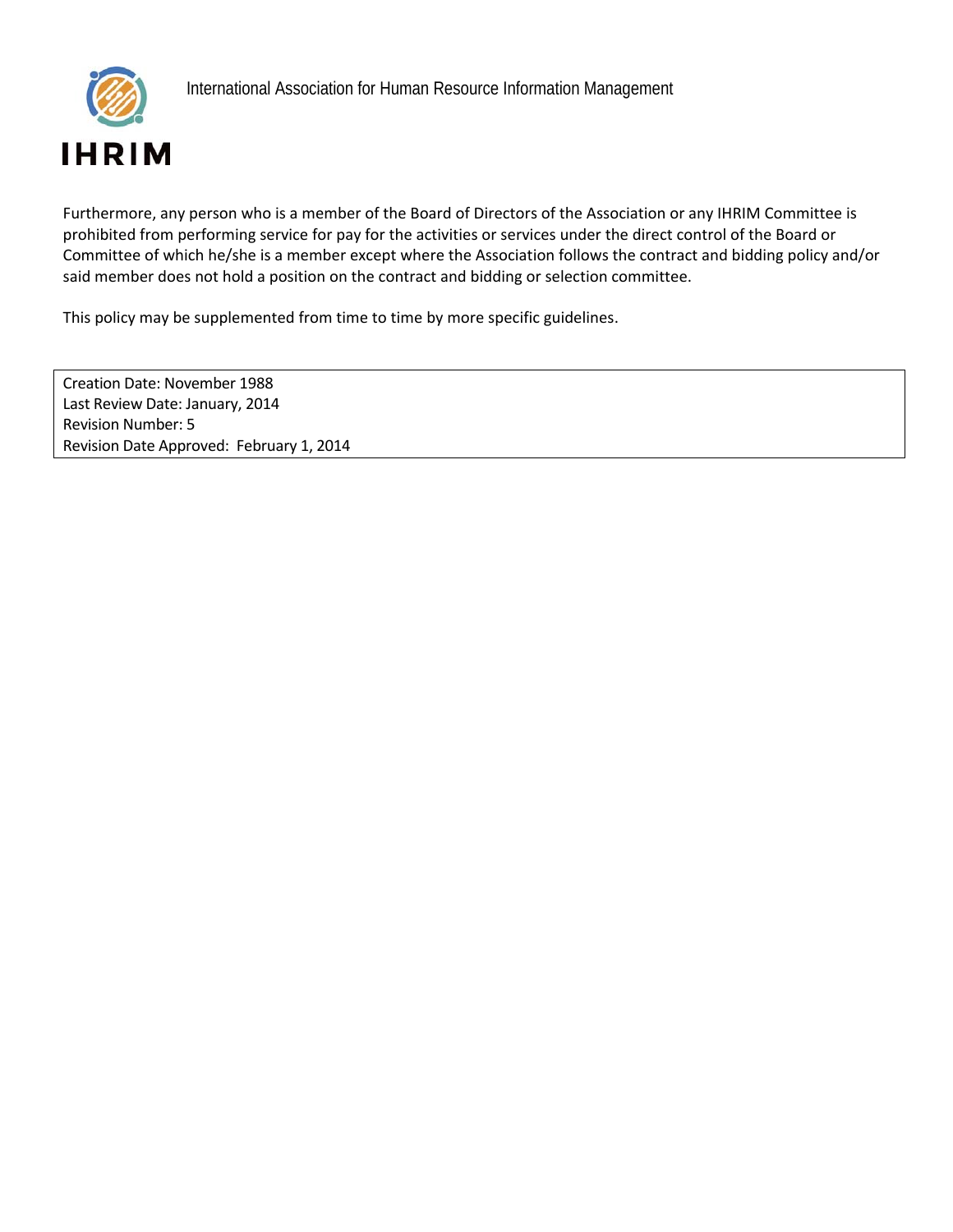Furthermore, any person who is a member of the Board of Directors of the Association or any IHRIM Committee is prohibited from performing service for pay for the activities or services under the direct control of the Board or Committee of which he/she is a member except where the Association follows the contract and bidding policy and/or said member does not hold a position on the contract and bidding or selection committee.

This policy may be supplemented from time to time by more specific guidelines.

| |
|---|
| Creation Date: November 1988<br>Last Review Date: January, 2014<br>Revision Number: 5<br>Revision Date Approved: February 1, 2014 |